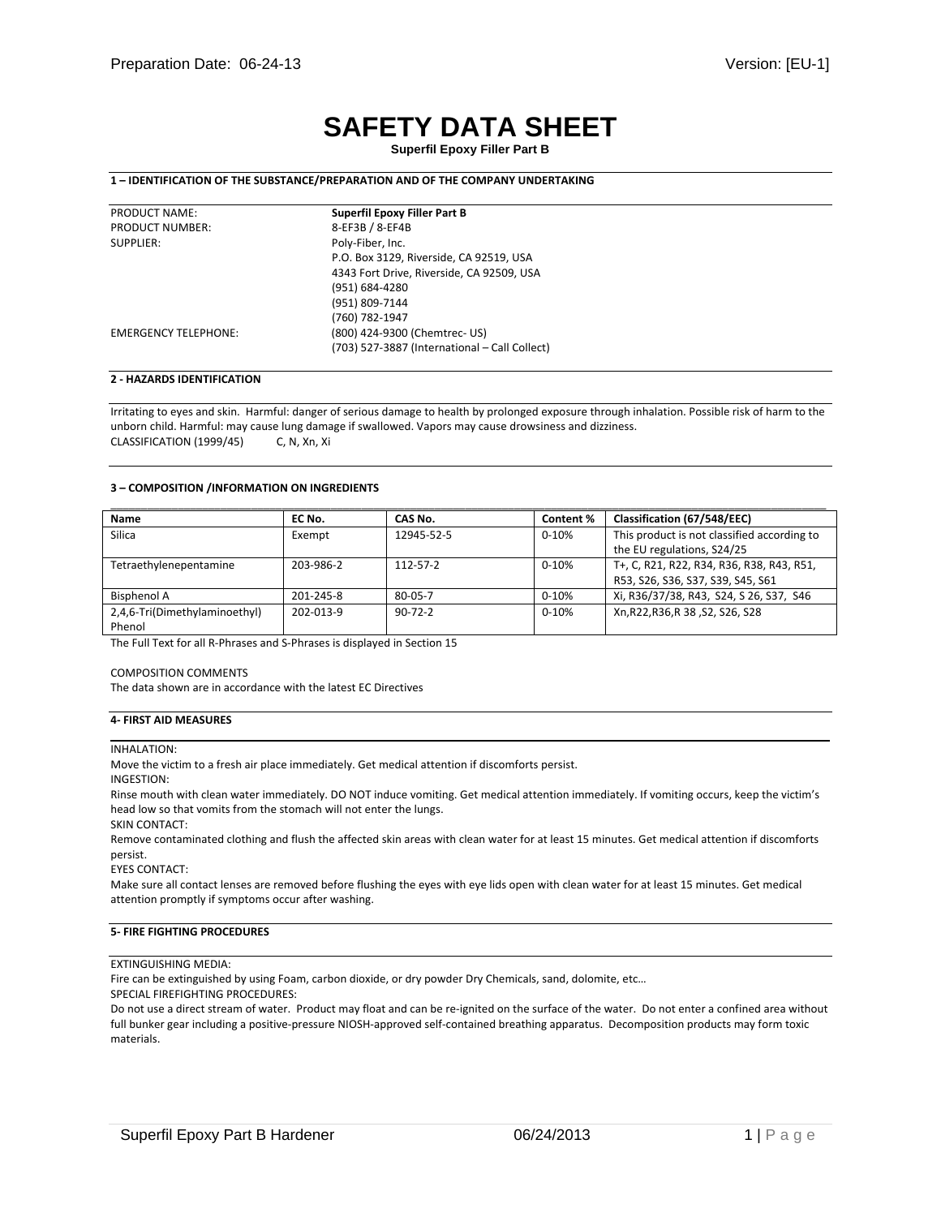Preparation Date: 06-24-13 Version: [EU-1]

# SAFETY DATA SHEET

**Superfil Epoxy Filler Part B**

## 1 – IDENTIFICATION OF THE SUBSTANCE/PREPARATION AND OF THE COMPANY UNDERTAKING

| | |
|---|---|
| PRODUCT NAME: | **Superfil Epoxy Filler Part B** |
| PRODUCT NUMBER: | 8-EF3B / 8-EF4B |
| SUPPLIER: | Poly-Fiber, Inc.<br>P.O. Box 3129, Riverside, CA 92519, USA<br>4343 Fort Drive, Riverside, CA 92509, USA<br>(951) 684-4280<br>(951) 809-7144<br>(760) 782-1947 |
| EMERGENCY TELEPHONE: | (800) 424-9300 (Chemtrec- US)<br>(703) 527-3887 (International – Call Collect) |

## 2 - HAZARDS IDENTIFICATION

Irritating to eyes and skin. Harmful: danger of serious damage to health by prolonged exposure through inhalation. Possible risk of harm to the unborn child. Harmful: may cause lung damage if swallowed. Vapors may cause drowsiness and dizziness.

CLASSIFICATION (1999/45) C, N, Xn, Xi

## 3 – COMPOSITION /INFORMATION ON INGREDIENTS

| Name | EC No. | CAS No. | Content % | Classification (67/548/EEC) |
|---|---|---|---|---|
| Silica | Exempt | 12945-52-5 | 0-10% | This product is not classified according to the EU regulations, S24/25 |
| Tetraethylenepentamine | 203-986-2 | 112-57-2 | 0-10% | T+, C, R21, R22, R34, R36, R38, R43, R51, R53, S26, S36, S37, S39, S45, S61 |
| Bisphenol A | 201-245-8 | 80-05-7 | 0-10% | Xi, R36/37/38, R43, S24, S 26, S37, S46 |
| 2,4,6-Tri(Dimethylaminoethyl) Phenol | 202-013-9 | 90-72-2 | 0-10% | Xn,R22,R36,R 38 ,S2, S26, S28 |

The Full Text for all R-Phrases and S-Phrases is displayed in Section 15

COMPOSITION COMMENTS

The data shown are in accordance with the latest EC Directives

## 4- FIRST AID MEASURES

INHALATION:

Move the victim to a fresh air place immediately. Get medical attention if discomforts persist.

INGESTION:

Rinse mouth with clean water immediately. DO NOT induce vomiting. Get medical attention immediately. If vomiting occurs, keep the victim's head low so that vomits from the stomach will not enter the lungs.

SKIN CONTACT:

Remove contaminated clothing and flush the affected skin areas with clean water for at least 15 minutes. Get medical attention if discomforts persist.

EYES CONTACT:

Make sure all contact lenses are removed before flushing the eyes with eye lids open with clean water for at least 15 minutes. Get medical attention promptly if symptoms occur after washing.

## 5- FIRE FIGHTING PROCEDURES

EXTINGUISHING MEDIA:

Fire can be extinguished by using Foam, carbon dioxide, or dry powder Dry Chemicals, sand, dolomite, etc…

SPECIAL FIREFIGHTING PROCEDURES:

Do not use a direct stream of water. Product may float and can be re-ignited on the surface of the water. Do not enter a confined area without full bunker gear including a positive-pressure NIOSH-approved self-contained breathing apparatus. Decomposition products may form toxic materials.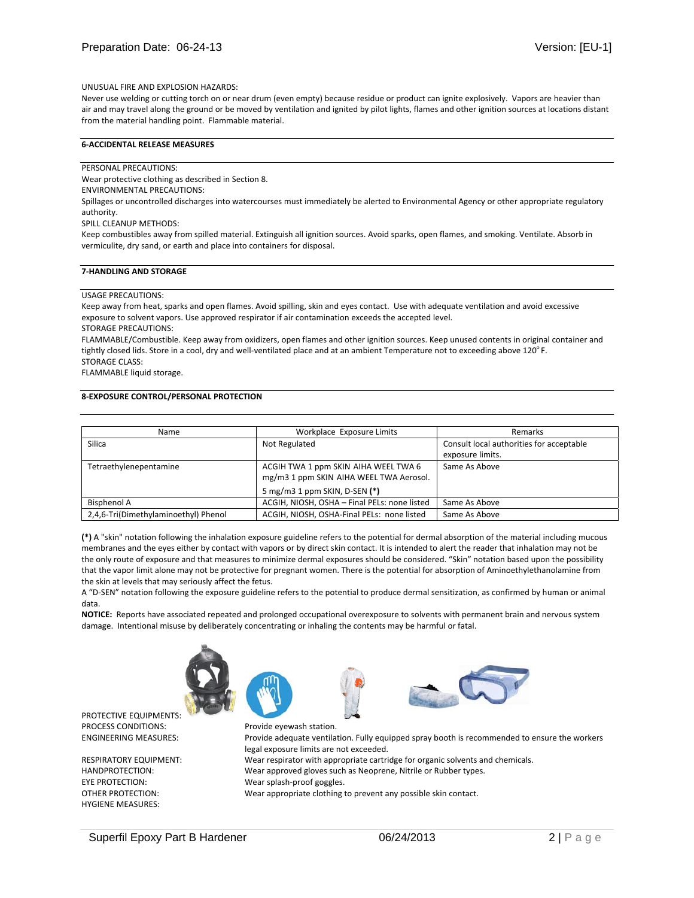UNUSUAL FIRE AND EXPLOSION HAZARDS:
Never use welding or cutting torch on or near drum (even empty) because residue or product can ignite explosively. Vapors are heavier than air and may travel along the ground or be moved by ventilation and ignited by pilot lights, flames and other ignition sources at locations distant from the material handling point. Flammable material.

## 6-ACCIDENTAL RELEASE MEASURES

PERSONAL PRECAUTIONS:
Wear protective clothing as described in Section 8.
ENVIRONMENTAL PRECAUTIONS:
Spillages or uncontrolled discharges into watercourses must immediately be alerted to Environmental Agency or other appropriate regulatory authority.
SPILL CLEANUP METHODS:
Keep combustibles away from spilled material. Extinguish all ignition sources. Avoid sparks, open flames, and smoking. Ventilate. Absorb in vermiculite, dry sand, or earth and place into containers for disposal.

## 7-HANDLING AND STORAGE

USAGE PRECAUTIONS:
Keep away from heat, sparks and open flames. Avoid spilling, skin and eyes contact. Use with adequate ventilation and avoid excessive exposure to solvent vapors. Use approved respirator if air contamination exceeds the accepted level.
STORAGE PRECAUTIONS:
FLAMMABLE/Combustible. Keep away from oxidizers, open flames and other ignition sources. Keep unused contents in original container and tightly closed lids. Store in a cool, dry and well-ventilated place and at an ambient Temperature not to exceeding above 120° F.
STORAGE CLASS:
FLAMMABLE liquid storage.

## 8-EXPOSURE CONTROL/PERSONAL PROTECTION

| Name | Workplace Exposure Limits | Remarks |
| --- | --- | --- |
| Silica | Not Regulated | Consult local authorities for acceptable exposure limits. |
| Tetraethylenepentamine | ACGIH TWA 1 ppm SKIN AIHA WEEL TWA 6 mg/m3 1 ppm SKIN AIHA WEEL TWA Aerosol. 5 mg/m3 1 ppm SKIN, D-SEN **(*)** | Same As Above |
| Bisphenol A | ACGIH, NIOSH, OSHA – Final PELs: none listed | Same As Above |
| 2,4,6-Tri(Dimethylaminoethyl) Phenol | ACGIH, NIOSH, OSHA-Final PELs: none listed | Same As Above |

**(*)** A "skin" notation following the inhalation exposure guideline refers to the potential for dermal absorption of the material including mucous membranes and the eyes either by contact with vapors or by direct skin contact. It is intended to alert the reader that inhalation may not be the only route of exposure and that measures to minimize dermal exposures should be considered. "Skin" notation based upon the possibility that the vapor limit alone may not be protective for pregnant women. There is the potential for absorption of Aminoethylethanolamine from the skin at levels that may seriously affect the fetus.
A "D-SEN" notation following the exposure guideline refers to the potential to produce dermal sensitization, as confirmed by human or animal data.

**NOTICE:** Reports have associated repeated and prolonged occupational overexposure to solvents with permanent brain and nervous system damage. Intentional misuse by deliberately concentrating or inhaling the contents may be harmful or fatal.

PROTECTIVE EQUIPMENTS:
PROCESS CONDITIONS: Provide eyewash station.
ENGINEERING MEASURES: Provide adequate ventilation. Fully equipped spray booth is recommended to ensure the workers legal exposure limits are not exceeded.
RESPIRATORY EQUIPMENT: Wear respirator with appropriate cartridge for organic solvents and chemicals.
HANDPROTECTION: Wear approved gloves such as Neoprene, Nitrile or Rubber types.
EYE PROTECTION: Wear splash-proof goggles.
OTHER PROTECTION: Wear appropriate clothing to prevent any possible skin contact.
HYGIENE MEASURES: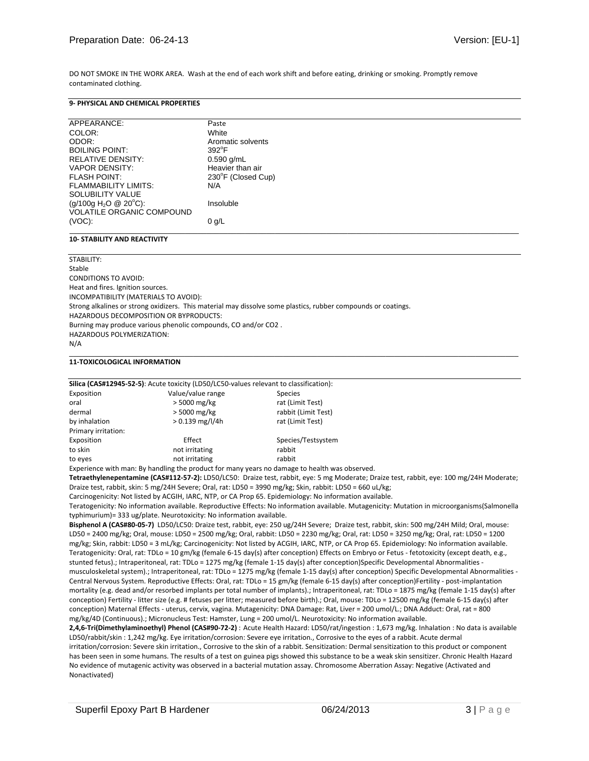DO NOT SMOKE IN THE WORK AREA. Wash at the end of each work shift and before eating, drinking or smoking. Promptly remove contaminated clothing.

## 9- PHYSICAL AND CHEMICAL PROPERTIES

| | |
|---|---|
| APPEARANCE: | Paste |
| COLOR: | White |
| ODOR: | Aromatic solvents |
| BOILING POINT: | 392°F |
| RELATIVE DENSITY: | 0.590 g/mL |
| VAPOR DENSITY: | Heavier than air |
| FLASH POINT: | 230°F (Closed Cup) |
| FLAMMABILITY LIMITS: | N/A |
| SOLUBILITY VALUE (g/100g $H_2O$ @ 20°C): | Insoluble |
| VOLATILE ORGANIC COMPOUND (VOC): | 0 g/L |

## 10- STABILITY AND REACTIVITY

STABILITY:
Stable
CONDITIONS TO AVOID:
Heat and fires. Ignition sources.
INCOMPATIBILITY (MATERIALS TO AVOID):
Strong alkalines or strong oxidizers. This material may dissolve some plastics, rubber compounds or coatings.
HAZARDOUS DECOMPOSITION OR BYPRODUCTS:
Burning may produce various phenolic compounds, CO and/or CO2 .
HAZARDOUS POLYMERIZATION:
N/A

## 11-TOXICOLOGICAL INFORMATION

**Silica (CAS#12945-52-5)**: Acute toxicity (LD50/LC50-values relevant to classification):

| Exposition | Value/value range | Species |
|---|---|---|
| oral | > 5000 mg/kg | rat (Limit Test) |
| dermal | > 5000 mg/kg | rabbit (Limit Test) |
| by inhalation | > 0.139 mg/l/4h | rat (Limit Test) |

Primary irritation:

| Exposition | Effect | Species/Testsystem |
|---|---|---|
| to skin | not irritating | rabbit |
| to eyes | not irritating | rabbit |

Experience with man: By handling the product for many years no damage to health was observed.

**Tetraethylenepentamine (CAS#112-57-2):** LD50/LC50: Draize test, rabbit, eye: 5 mg Moderate; Draize test, rabbit, eye: 100 mg/24H Moderate; Draize test, rabbit, skin: 5 mg/24H Severe; Oral, rat: LD50 = 3990 mg/kg; Skin, rabbit: LD50 = 660 uL/kg;
Carcinogenicity: Not listed by ACGIH, IARC, NTP, or CA Prop 65. Epidemiology: No information available.
Teratogenicity: No information available. Reproductive Effects: No information available. Mutagenicity: Mutation in microorganisms(Salmonella typhimurium)= 333 ug/plate. Neurotoxicity: No information available.

**Bisphenol A (CAS#80-05-7)** LD50/LC50: Draize test, rabbit, eye: 250 ug/24H Severe; Draize test, rabbit, skin: 500 mg/24H Mild; Oral, mouse: LD50 = 2400 mg/kg; Oral, mouse: LD50 = 2500 mg/kg; Oral, rabbit: LD50 = 2230 mg/kg; Oral, rat: LD50 = 3250 mg/kg; Oral, rat: LD50 = 1200 mg/kg; Skin, rabbit: LD50 = 3 mL/kg; Carcinogenicity: Not listed by ACGIH, IARC, NTP, or CA Prop 65. Epidemiology: No information available. Teratogenicity: Oral, rat: TDLo = 10 gm/kg (female 6-15 day(s) after conception) Effects on Embryo or Fetus - fetotoxicity (except death, e.g., stunted fetus).; Intraperitoneal, rat: TDLo = 1275 mg/kg (female 1-15 day(s) after conception)Specific Developmental Abnormalities - musculoskeletal system).; Intraperitoneal, rat: TDLo = 1275 mg/kg (female 1-15 day(s) after conception) Specific Developmental Abnormalities - Central Nervous System. Reproductive Effects: Oral, rat: TDLo = 15 gm/kg (female 6-15 day(s) after conception)Fertility - post-implantation mortality (e.g. dead and/or resorbed implants per total number of implants).; Intraperitoneal, rat: TDLo = 1875 mg/kg (female 1-15 day(s) after conception) Fertility - litter size (e.g. # fetuses per litter; measured before birth).; Oral, mouse: TDLo = 12500 mg/kg (female 6-15 day(s) after conception) Maternal Effects - uterus, cervix, vagina. Mutagenicity: DNA Damage: Rat, Liver = 200 umol/L.; DNA Adduct: Oral, rat = 800 mg/kg/4D (Continuous).; Micronucleus Test: Hamster, Lung = 200 umol/L. Neurotoxicity: No information available.

**2,4,6-Tri(Dimethylaminoethyl) Phenol (CAS#90-72-2)** : Acute Health Hazard: LD50/rat/ingestion : 1,673 mg/kg. Inhalation : No data is available LD50/rabbit/skin : 1,242 mg/kg. Eye irritation/corrosion: Severe eye irritation., Corrosive to the eyes of a rabbit. Acute dermal irritation/corrosion: Severe skin irritation., Corrosive to the skin of a rabbit. Sensitization: Dermal sensitization to this product or component has been seen in some humans. The results of a test on guinea pigs showed this substance to be a weak skin sensitizer. Chronic Health Hazard No evidence of mutagenic activity was observed in a bacterial mutation assay. Chromosome Aberration Assay: Negative (Activated and Nonactivated)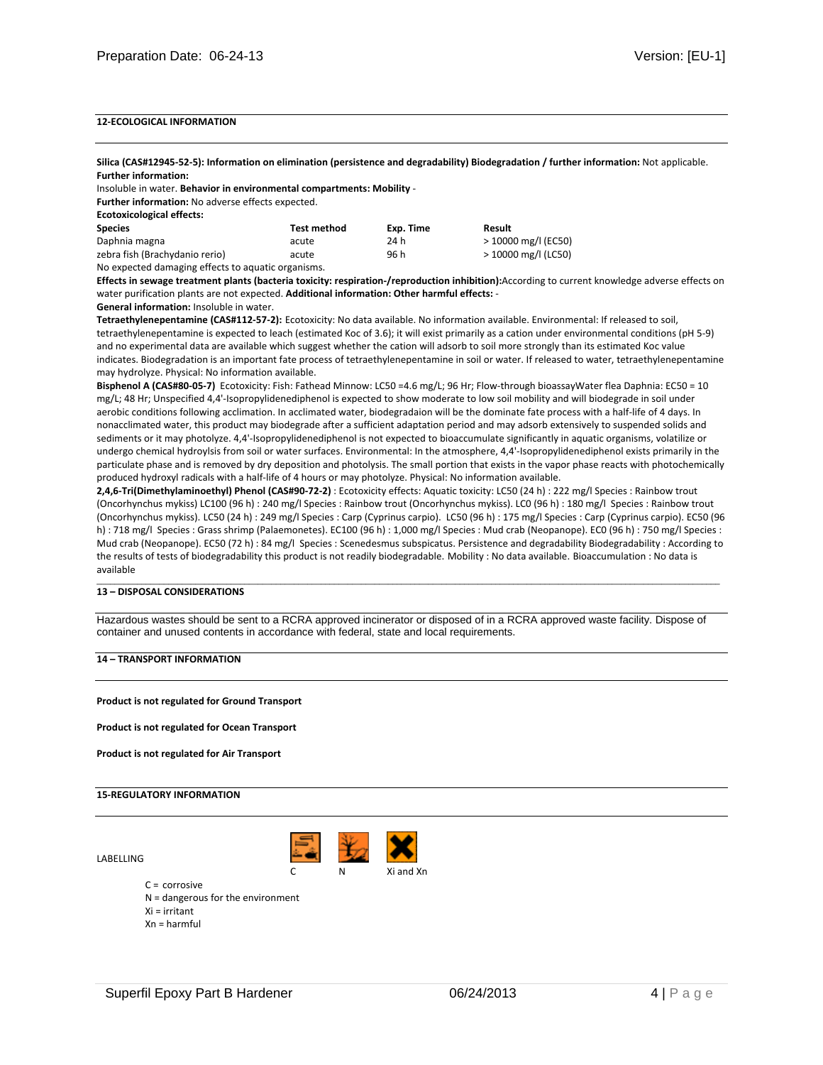## 12-ECOLOGICAL INFORMATION

**Silica (CAS#12945-52-5): Information on elimination (persistence and degradability) Biodegradation / further information:** Not applicable.
**Further information:**
Insoluble in water. **Behavior in environmental compartments: Mobility** -
**Further information:** No adverse effects expected.
**Ecotoxicological effects:**

| Species | Test method | Exp. Time | Result |
|---|---|---|---|
| Daphnia magna | acute | 24 h | > 10000 mg/l (EC50) |
| zebra fish (Brachydanio rerio) | acute | 96 h | > 10000 mg/l (LC50) |

No expected damaging effects to aquatic organisms.
**Effects in sewage treatment plants (bacteria toxicity: respiration-/reproduction inhibition):** According to current knowledge adverse effects on water purification plants are not expected. **Additional information: Other harmful effects:** -
**General information:** Insoluble in water.
**Tetraethylenepentamine (CAS#112-57-2):** Ecotoxicity: No data available. No information available. Environmental: If released to soil, tetraethylenepentamine is expected to leach (estimated Koc of 3.6); it will exist primarily as a cation under environmental conditions (pH 5-9) and no experimental data are available which suggest whether the cation will adsorb to soil more strongly than its estimated Koc value indicates. Biodegradation is an important fate process of tetraethylenepentamine in soil or water. If released to water, tetraethylenepentamine may hydrolyze. Physical: No information available.
**Bisphenol A (CAS#80-05-7)** Ecotoxicity: Fish: Fathead Minnow: LC50 =4.6 mg/L; 96 Hr; Flow-through bioassayWater flea Daphnia: EC50 = 10 mg/L; 48 Hr; Unspecified 4,4'-Isopropylidenediphenol is expected to show moderate to low soil mobility and will biodegrade in soil under aerobic conditions following acclimation. In acclimated water, biodegradaion will be the dominate fate process with a half-life of 4 days. In nonacclimated water, this product may biodegrade after a sufficient adaptation period and may adsorb extensively to suspended solids and sediments or it may photolyze. 4,4'-Isopropylidenediphenol is not expected to bioaccumulate significantly in aquatic organisms, volatilize or undergo chemical hydroylsis from soil or water surfaces. Environmental: In the atmosphere, 4,4'-Isopropylidenediphenol exists primarily in the particulate phase and is removed by dry deposition and photolysis. The small portion that exists in the vapor phase reacts with photochemically produced hydroxyl radicals with a half-life of 4 hours or may photolyze. Physical: No information available.
**2,4,6-Tri(Dimethylaminoethyl) Phenol (CAS#90-72-2)** : Ecotoxicity effects: Aquatic toxicity: LC50 (24 h) : 222 mg/l Species : Rainbow trout (Oncorhynchus mykiss) LC100 (96 h) : 240 mg/l Species : Rainbow trout (Oncorhynchus mykiss). LC0 (96 h) : 180 mg/l Species : Rainbow trout (Oncorhynchus mykiss). LC50 (24 h) : 249 mg/l Species : Carp (Cyprinus carpio). LC50 (96 h) : 175 mg/l Species : Carp (Cyprinus carpio). EC50 (96 h) : 718 mg/l Species : Grass shrimp (Palaemonetes). EC100 (96 h) : 1,000 mg/l Species : Mud crab (Neopanope). EC0 (96 h) : 750 mg/l Species : Mud crab (Neopanope). EC50 (72 h) : 84 mg/l Species : Scenedesmus subspicatus. Persistence and degradability Biodegradability : According to the results of tests of biodegradability this product is not readily biodegradable. Mobility : No data available. Bioaccumulation : No data is available

## 13 – DISPOSAL CONSIDERATIONS

Hazardous wastes should be sent to a RCRA approved incinerator or disposed of in a RCRA approved waste facility. Dispose of container and unused contents in accordance with federal, state and local requirements.

## 14 – TRANSPORT INFORMATION

**Product is not regulated for Ground Transport**

**Product is not regulated for Ocean Transport**

**Product is not regulated for Air Transport**

## 15-REGULATORY INFORMATION

LABELLING

C N Xi and Xn

C = corrosive
N = dangerous for the environment
Xi = irritant
Xn = harmful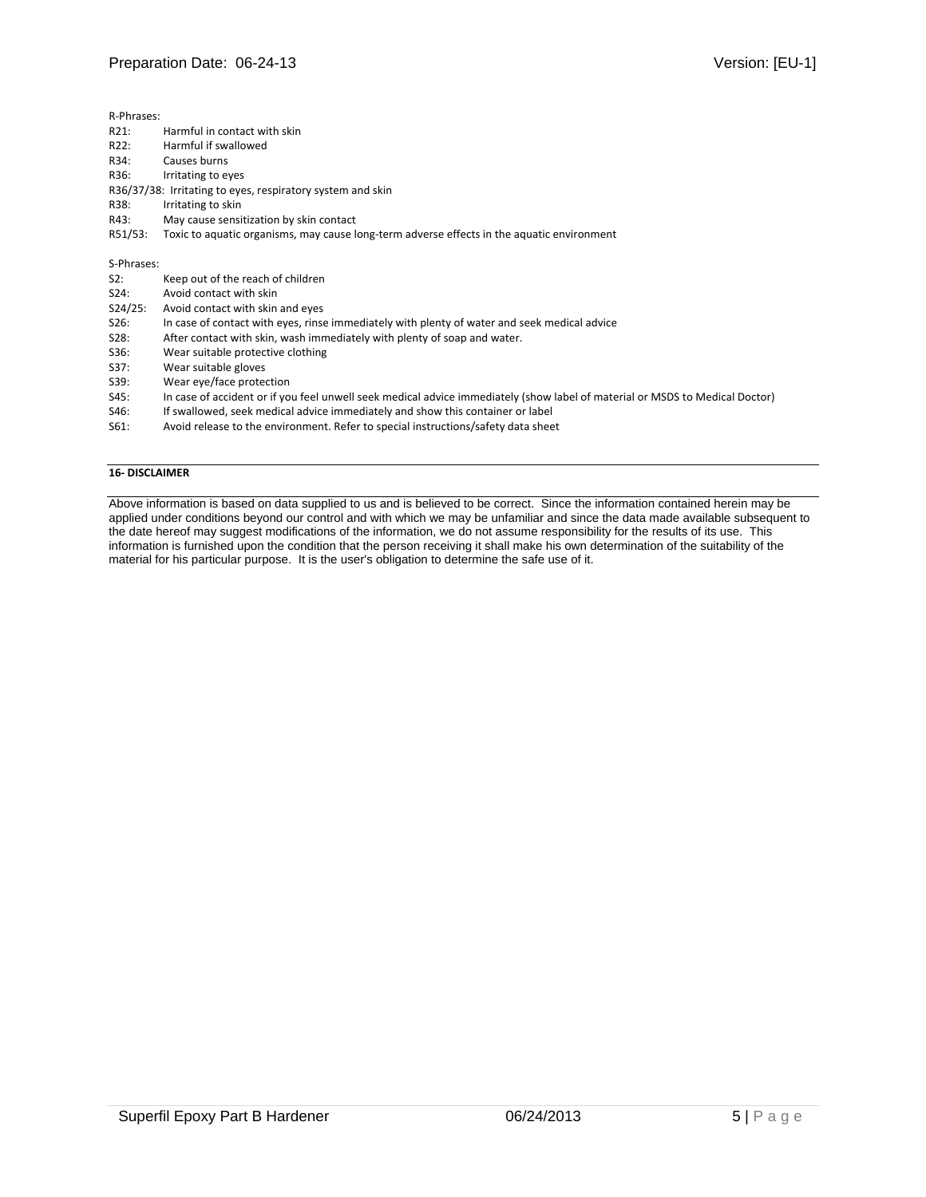R-Phrases:

| | |
|---|---|
| R21: | Harmful in contact with skin |
| R22: | Harmful if swallowed |
| R34: | Causes burns |
| R36: | Irritating to eyes |
| R36/37/38: | Irritating to eyes, respiratory system and skin |
| R38: | Irritating to skin |
| R43: | May cause sensitization by skin contact |
| R51/53: | Toxic to aquatic organisms, may cause long-term adverse effects in the aquatic environment |

S-Phrases:

| | |
|---|---|
| S2: | Keep out of the reach of children |
| S24: | Avoid contact with skin |
| S24/25: | Avoid contact with skin and eyes |
| S26: | In case of contact with eyes, rinse immediately with plenty of water and seek medical advice |
| S28: | After contact with skin, wash immediately with plenty of soap and water. |
| S36: | Wear suitable protective clothing |
| S37: | Wear suitable gloves |
| S39: | Wear eye/face protection |
| S45: | In case of accident or if you feel unwell seek medical advice immediately (show label of material or MSDS to Medical Doctor) |
| S46: | If swallowed, seek medical advice immediately and show this container or label |
| S61: | Avoid release to the environment. Refer to special instructions/safety data sheet |

## 16- DISCLAIMER

Above information is based on data supplied to us and is believed to be correct. Since the information contained herein may be applied under conditions beyond our control and with which we may be unfamiliar and since the data made available subsequent to the date hereof may suggest modifications of the information, we do not assume responsibility for the results of its use. This information is furnished upon the condition that the person receiving it shall make his own determination of the suitability of the material for his particular purpose. It is the user's obligation to determine the safe use of it.